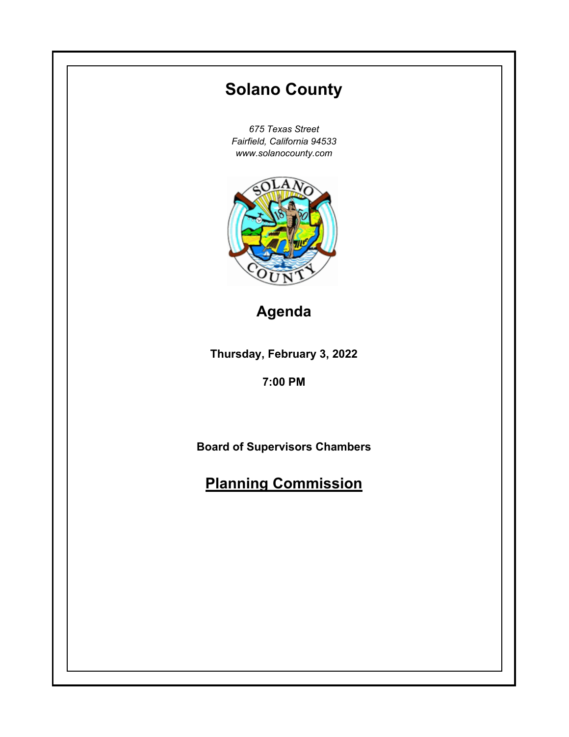# Solano County

*675 Texas Street*
*Fairfield, California 94533*
*www.solanocounty.com*

## Agenda

**Thursday, February 3, 2022**

**7:00 PM**

**Board of Supervisors Chambers**

## Planning Commission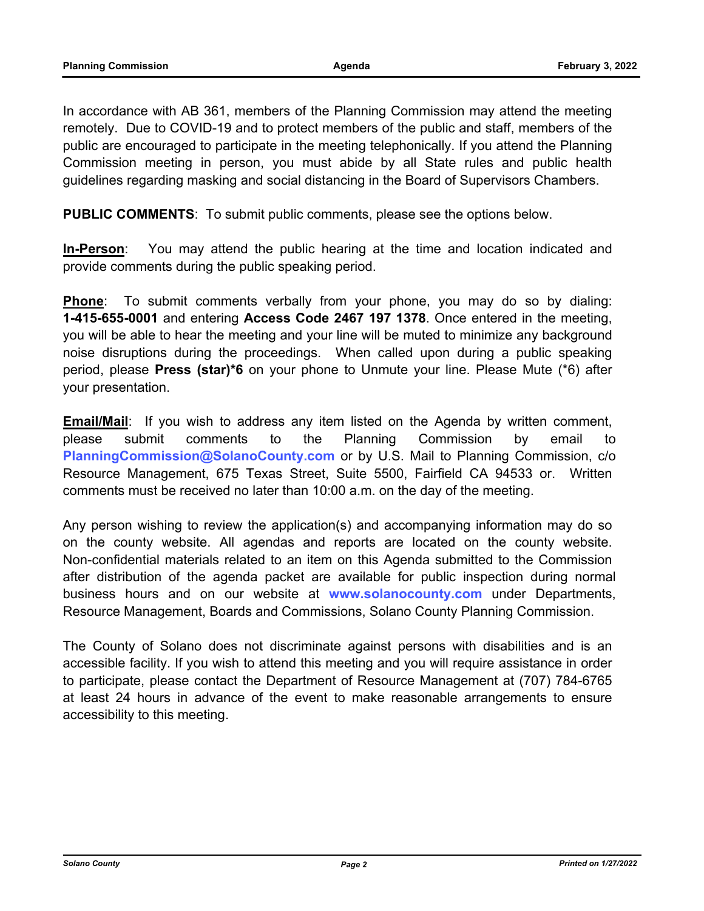In accordance with AB 361, members of the Planning Commission may attend the meeting remotely. Due to COVID-19 and to protect members of the public and staff, members of the public are encouraged to participate in the meeting telephonically. If you attend the Planning Commission meeting in person, you must abide by all State rules and public health guidelines regarding masking and social distancing in the Board of Supervisors Chambers.

**PUBLIC COMMENTS**: To submit public comments, please see the options below.

**In-Person**: You may attend the public hearing at the time and location indicated and provide comments during the public speaking period.

**Phone**: To submit comments verbally from your phone, you may do so by dialing: **1-415-655-0001** and entering **Access Code 2467 197 1378**. Once entered in the meeting, you will be able to hear the meeting and your line will be muted to minimize any background noise disruptions during the proceedings. When called upon during a public speaking period, please **Press (star)*6** on your phone to Unmute your line. Please Mute (*6) after your presentation.

**Email/Mail**: If you wish to address any item listed on the Agenda by written comment, please submit comments to the Planning Commission by email to **PlanningCommission@SolanoCounty.com** or by U.S. Mail to Planning Commission, c/o Resource Management, 675 Texas Street, Suite 5500, Fairfield CA 94533 or. Written comments must be received no later than 10:00 a.m. on the day of the meeting.

Any person wishing to review the application(s) and accompanying information may do so on the county website. All agendas and reports are located on the county website. Non-confidential materials related to an item on this Agenda submitted to the Commission after distribution of the agenda packet are available for public inspection during normal business hours and on our website at **www.solanocounty.com** under Departments, Resource Management, Boards and Commissions, Solano County Planning Commission.

The County of Solano does not discriminate against persons with disabilities and is an accessible facility. If you wish to attend this meeting and you will require assistance in order to participate, please contact the Department of Resource Management at (707) 784-6765 at least 24 hours in advance of the event to make reasonable arrangements to ensure accessibility to this meeting.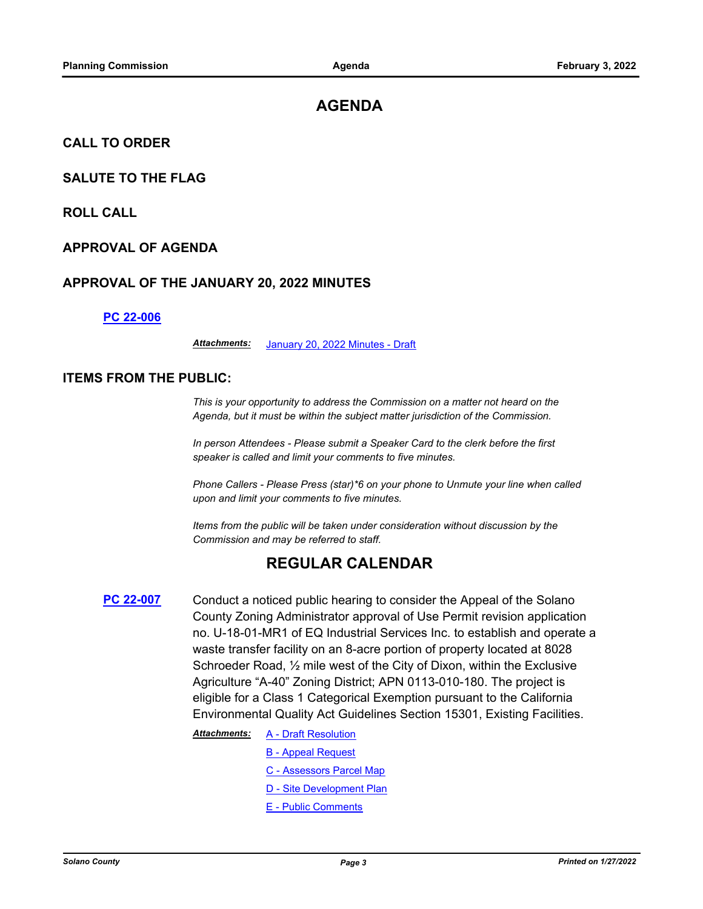# AGENDA

## CALL TO ORDER

## SALUTE TO THE FLAG

## ROLL CALL

## APPROVAL OF AGENDA

## APPROVAL OF THE JANUARY 20, 2022 MINUTES

**PC 22-006**

***Attachments:*** January 20, 2022 Minutes - Draft

## ITEMS FROM THE PUBLIC:

*This is your opportunity to address the Commission on a matter not heard on the Agenda, but it must be within the subject matter jurisdiction of the Commission.*

*In person Attendees - Please submit a Speaker Card to the clerk before the first speaker is called and limit your comments to five minutes.*

*Phone Callers - Please Press (star)*6 on your phone to Unmute your line when called upon and limit your comments to five minutes.*

*Items from the public will be taken under consideration without discussion by the Commission and may be referred to staff.*

# REGULAR CALENDAR

**PC 22-007** Conduct a noticed public hearing to consider the Appeal of the Solano County Zoning Administrator approval of Use Permit revision application no. U-18-01-MR1 of EQ Industrial Services Inc. to establish and operate a waste transfer facility on an 8-acre portion of property located at 8028 Schroeder Road, ½ mile west of the City of Dixon, within the Exclusive Agriculture "A-40" Zoning District; APN 0113-010-180. The project is eligible for a Class 1 Categorical Exemption pursuant to the California Environmental Quality Act Guidelines Section 15301, Existing Facilities.

***Attachments:***
- A - Draft Resolution
- B - Appeal Request
- C - Assessors Parcel Map
- D - Site Development Plan
- E - Public Comments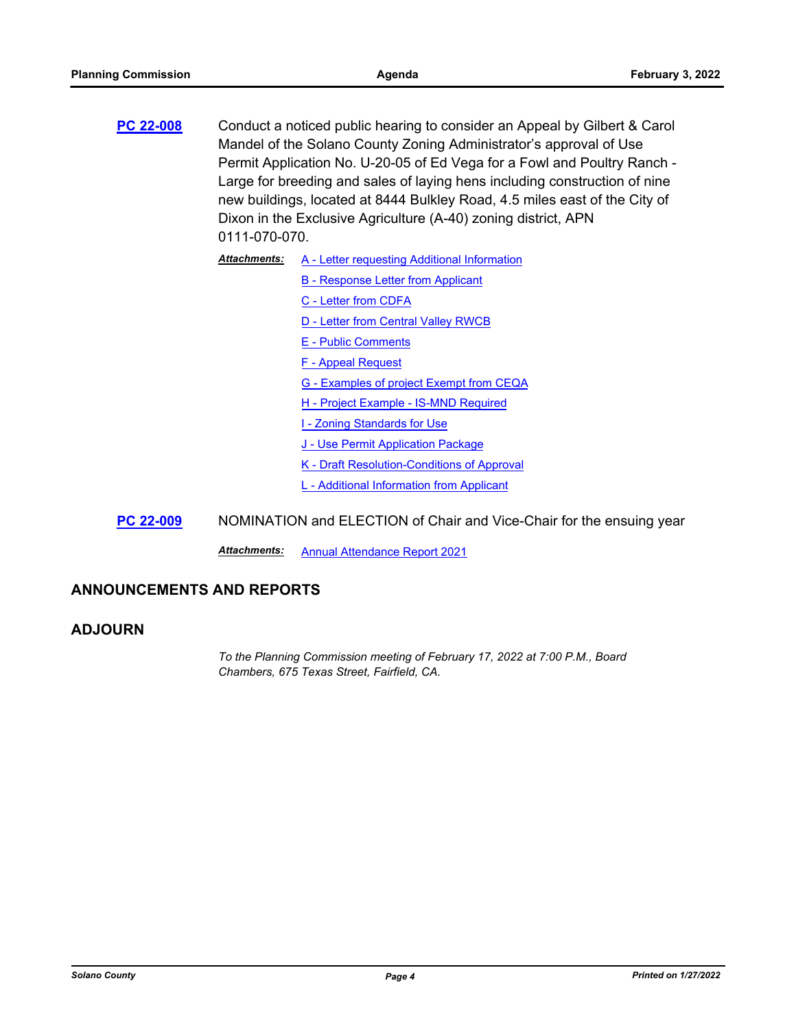**PC 22-008** Conduct a noticed public hearing to consider an Appeal by Gilbert & Carol Mandel of the Solano County Zoning Administrator's approval of Use Permit Application No. U-20-05 of Ed Vega for a Fowl and Poultry Ranch - Large for breeding and sales of laying hens including construction of nine new buildings, located at 8444 Bulkley Road, 4.5 miles east of the City of Dixon in the Exclusive Agriculture (A-40) zoning district, APN 0111-070-070.

***Attachments:***
- A - Letter requesting Additional Information
- B - Response Letter from Applicant
- C - Letter from CDFA
- D - Letter from Central Valley RWCB
- E - Public Comments
- F - Appeal Request
- G - Examples of project Exempt from CEQA
- H - Project Example - IS-MND Required
- I - Zoning Standards for Use
- J - Use Permit Application Package
- K - Draft Resolution-Conditions of Approval
- L - Additional Information from Applicant

**PC 22-009** NOMINATION and ELECTION of Chair and Vice-Chair for the ensuing year

***Attachments:***
- Annual Attendance Report 2021

## ANNOUNCEMENTS AND REPORTS

## ADJOURN

*To the Planning Commission meeting of February 17, 2022 at 7:00 P.M., Board Chambers, 675 Texas Street, Fairfield, CA.*